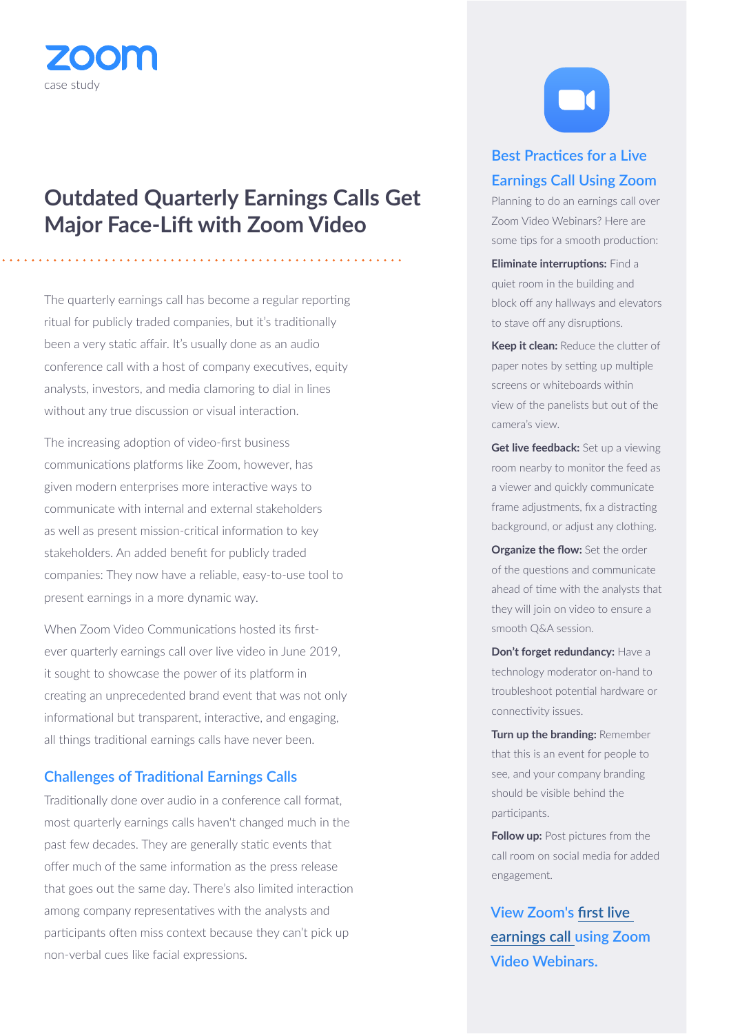zoom

case study

# Outdated Quarterly Earnings Calls Get Major Face-Lift with Zoom Video

The quarterly earnings call has become a regular reporting ritual for publicly traded companies, but it's traditionally been a very static affair. It's usually done as an audio conference call with a host of company executives, equity analysts, investors, and media clamoring to dial in lines without any true discussion or visual interaction.

The increasing adoption of video-first business communications platforms like Zoom, however, has given modern enterprises more interactive ways to communicate with internal and external stakeholders as well as present mission-critical information to key stakeholders. An added benefit for publicly traded companies: They now have a reliable, easy-to-use tool to present earnings in a more dynamic way.

When Zoom Video Communications hosted its first-ever quarterly earnings call over live video in June 2019, it sought to showcase the power of its platform in creating an unprecedented brand event that was not only informational but transparent, interactive, and engaging, all things traditional earnings calls have never been.

## Challenges of Traditional Earnings Calls

Traditionally done over audio in a conference call format, most quarterly earnings calls haven't changed much in the past few decades. They are generally static events that offer much of the same information as the press release that goes out the same day. There's also limited interaction among company representatives with the analysts and participants often miss context because they can't pick up non-verbal cues like facial expressions.

## Best Practices for a Live Earnings Call Using Zoom

Planning to do an earnings call over Zoom Video Webinars? Here are some tips for a smooth production:

**Eliminate interruptions:** Find a quiet room in the building and block off any hallways and elevators to stave off any disruptions.

**Keep it clean:** Reduce the clutter of paper notes by setting up multiple screens or whiteboards within view of the panelists but out of the camera's view.

**Get live feedback:** Set up a viewing room nearby to monitor the feed as a viewer and quickly communicate frame adjustments, fix a distracting background, or adjust any clothing.

**Organize the flow:** Set the order of the questions and communicate ahead of time with the analysts that they will join on video to ensure a smooth Q&A session.

**Don't forget redundancy:** Have a technology moderator on-hand to troubleshoot potential hardware or connectivity issues.

**Turn up the branding:** Remember that this is an event for people to see, and your company branding should be visible behind the participants.

**Follow up:** Post pictures from the call room on social media for added engagement.

View Zoom's first live earnings call using Zoom Video Webinars.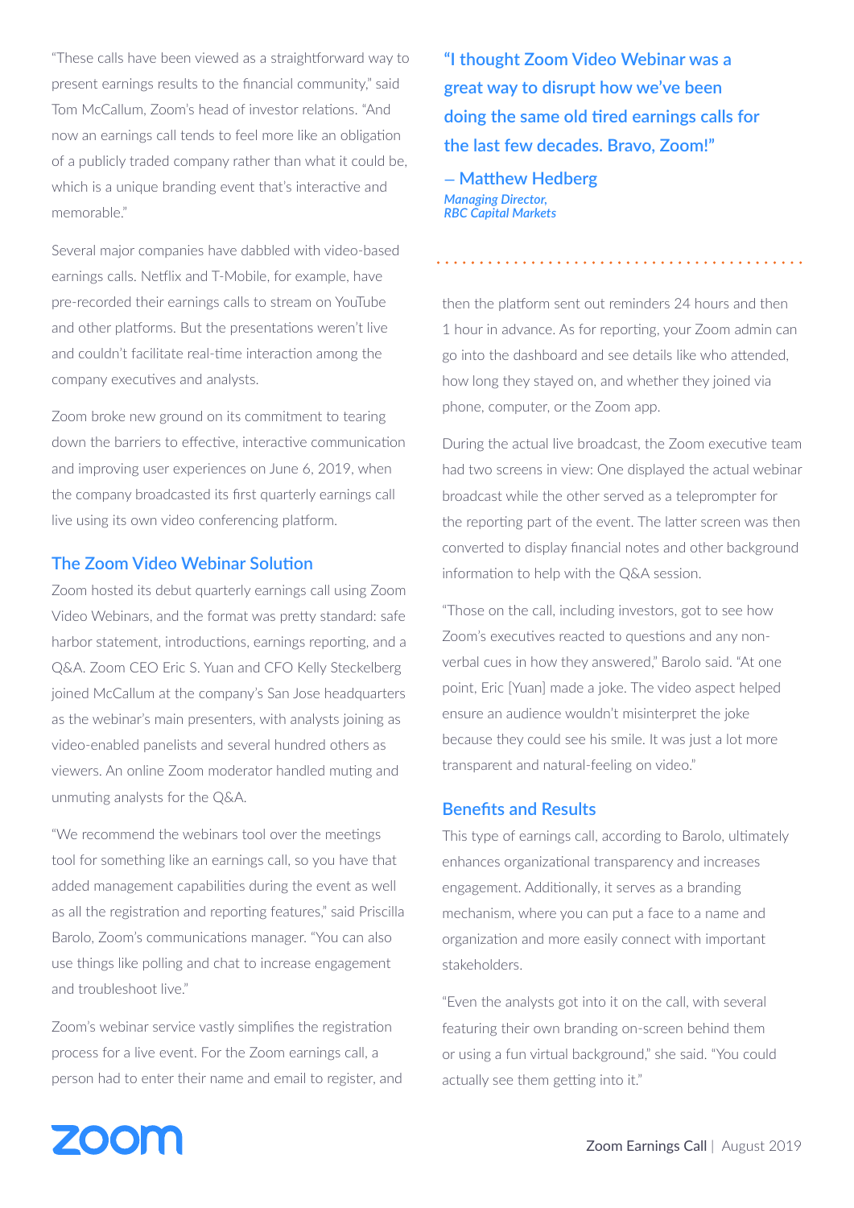"These calls have been viewed as a straightforward way to present earnings results to the financial community," said Tom McCallum, Zoom's head of investor relations. "And now an earnings call tends to feel more like an obligation of a publicly traded company rather than what it could be, which is a unique branding event that's interactive and memorable."

Several major companies have dabbled with video-based earnings calls. Netflix and T-Mobile, for example, have pre-recorded their earnings calls to stream on YouTube and other platforms. But the presentations weren't live and couldn't facilitate real-time interaction among the company executives and analysts.

Zoom broke new ground on its commitment to tearing down the barriers to effective, interactive communication and improving user experiences on June 6, 2019, when the company broadcasted its first quarterly earnings call live using its own video conferencing platform.

## The Zoom Video Webinar Solution

Zoom hosted its debut quarterly earnings call using Zoom Video Webinars, and the format was pretty standard: safe harbor statement, introductions, earnings reporting, and a Q&A. Zoom CEO Eric S. Yuan and CFO Kelly Steckelberg joined McCallum at the company's San Jose headquarters as the webinar's main presenters, with analysts joining as video-enabled panelists and several hundred others as viewers. An online Zoom moderator handled muting and unmuting analysts for the Q&A.

"We recommend the webinars tool over the meetings tool for something like an earnings call, so you have that added management capabilities during the event as well as all the registration and reporting features," said Priscilla Barolo, Zoom's communications manager. "You can also use things like polling and chat to increase engagement and troubleshoot live."

Zoom's webinar service vastly simplifies the registration process for a live event. For the Zoom earnings call, a person had to enter their name and email to register, and then the platform sent out reminders 24 hours and then 1 hour in advance. As for reporting, your Zoom admin can go into the dashboard and see details like who attended, how long they stayed on, and whether they joined via phone, computer, or the Zoom app.

> **"I thought Zoom Video Webinar was a great way to disrupt how we've been doing the same old tired earnings calls for the last few decades. Bravo, Zoom!"**
>
> **– Matthew Hedberg**
> ***Managing Director, RBC Capital Markets***

During the actual live broadcast, the Zoom executive team had two screens in view: One displayed the actual webinar broadcast while the other served as a teleprompter for the reporting part of the event. The latter screen was then converted to display financial notes and other background information to help with the Q&A session.

"Those on the call, including investors, got to see how Zoom's executives reacted to questions and any non-verbal cues in how they answered," Barolo said. "At one point, Eric [Yuan] made a joke. The video aspect helped ensure an audience wouldn't misinterpret the joke because they could see his smile. It was just a lot more transparent and natural-feeling on video."

## Benefits and Results

This type of earnings call, according to Barolo, ultimately enhances organizational transparency and increases engagement. Additionally, it serves as a branding mechanism, where you can put a face to a name and organization and more easily connect with important stakeholders.

"Even the analysts got into it on the call, with several featuring their own branding on-screen behind them or using a fun virtual background," she said. "You could actually see them getting into it."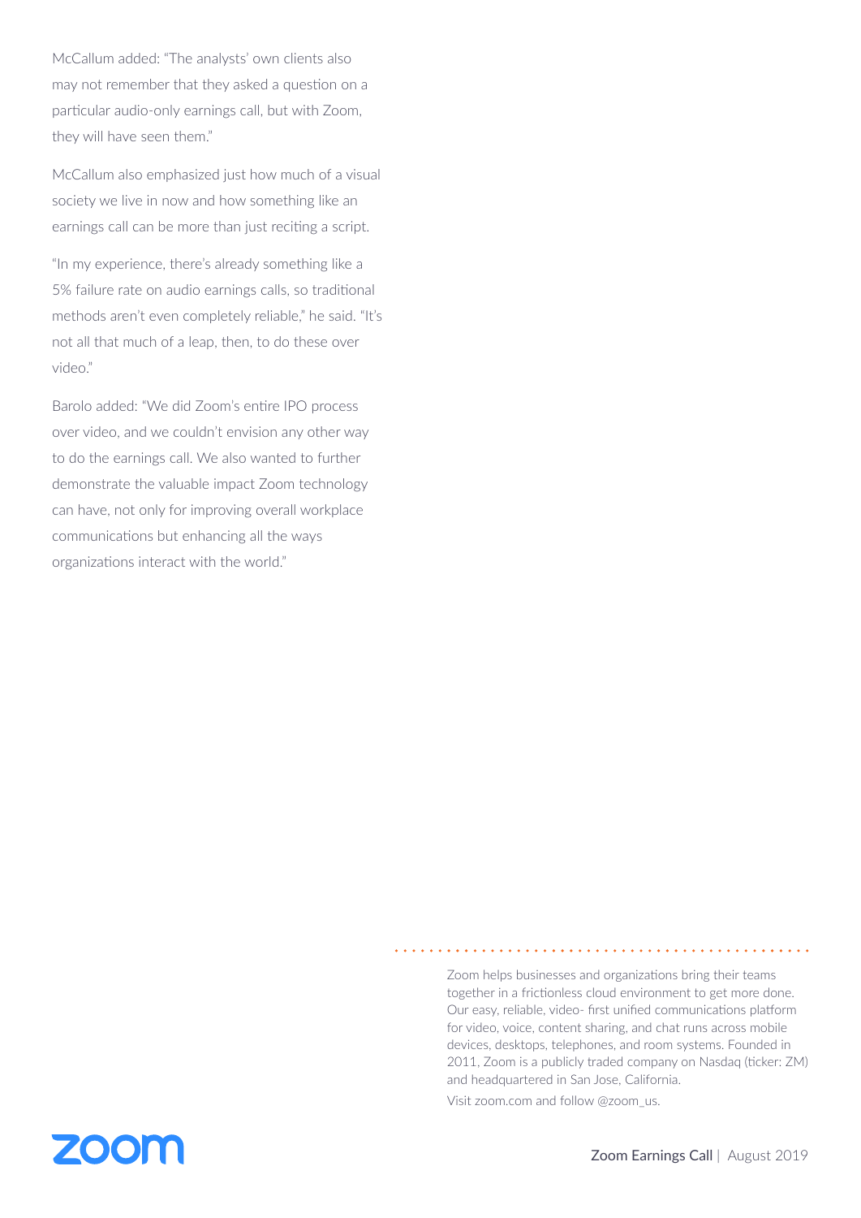McCallum added: "The analysts' own clients also may not remember that they asked a question on a particular audio-only earnings call, but with Zoom, they will have seen them."

McCallum also emphasized just how much of a visual society we live in now and how something like an earnings call can be more than just reciting a script.

"In my experience, there's already something like a 5% failure rate on audio earnings calls, so traditional methods aren't even completely reliable," he said. "It's not all that much of a leap, then, to do these over video."

Barolo added: "We did Zoom's entire IPO process over video, and we couldn't envision any other way to do the earnings call. We also wanted to further demonstrate the valuable impact Zoom technology can have, not only for improving overall workplace communications but enhancing all the ways organizations interact with the world."

---

Zoom helps businesses and organizations bring their teams together in a frictionless cloud environment to get more done. Our easy, reliable, video- first unified communications platform for video, voice, content sharing, and chat runs across mobile devices, desktops, telephones, and room systems. Founded in 2011, Zoom is a publicly traded company on Nasdaq (ticker: ZM) and headquartered in San Jose, California.

Visit zoom.com and follow @zoom_us.

zoom